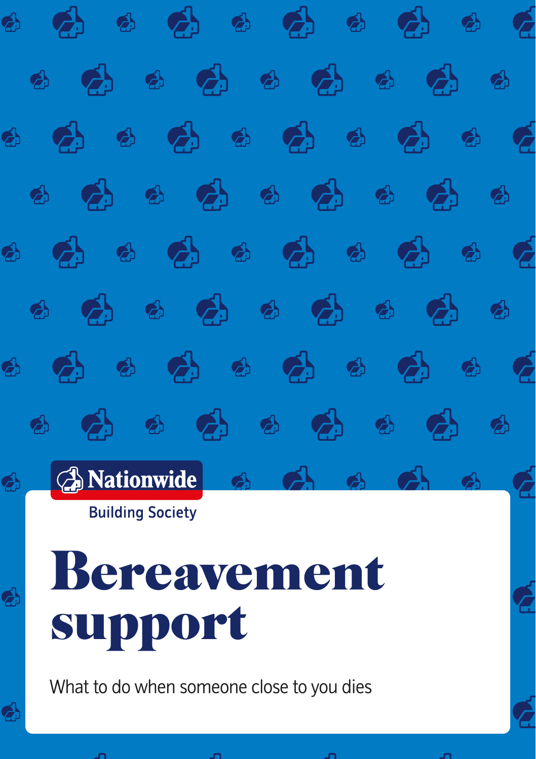Nationwide

Building Society

# Bereavement support

What to do when someone close to you dies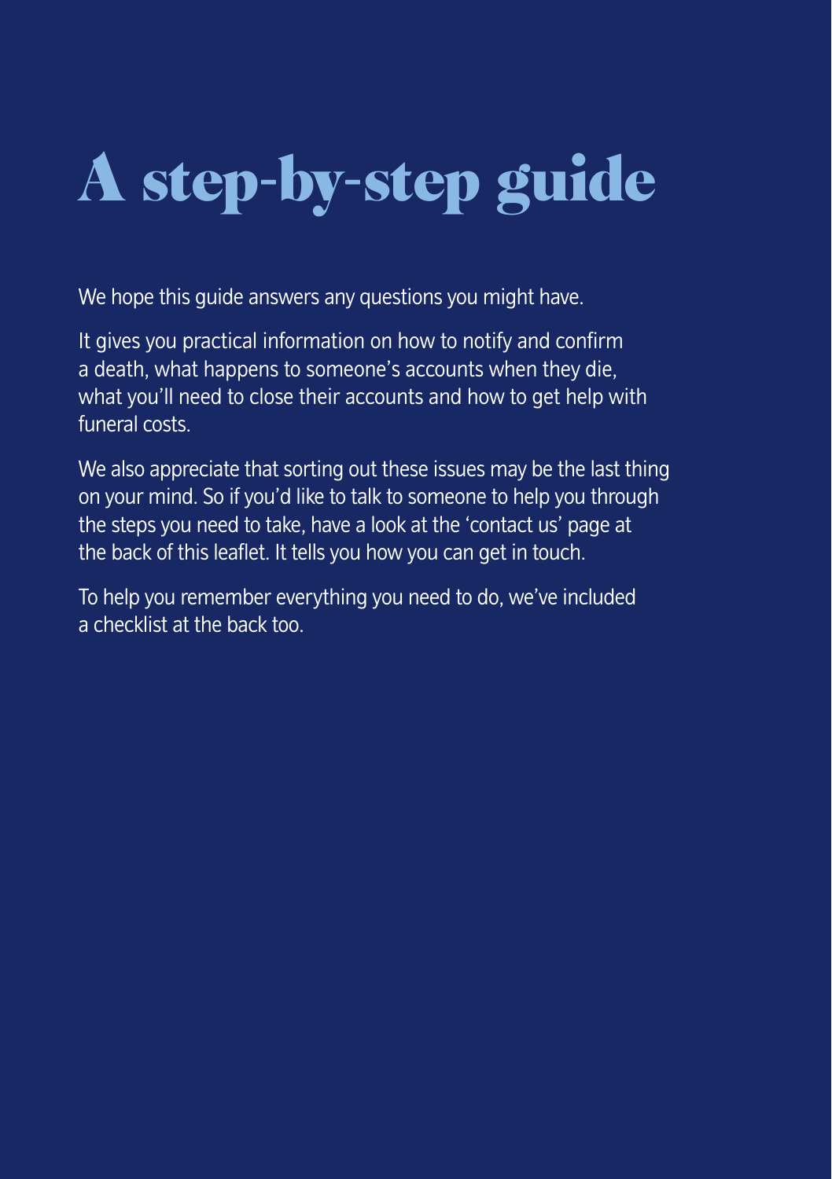# A step-by-step guide

We hope this guide answers any questions you might have.

It gives you practical information on how to notify and confirm a death, what happens to someone's accounts when they die, what you'll need to close their accounts and how to get help with funeral costs.

We also appreciate that sorting out these issues may be the last thing on your mind. So if you'd like to talk to someone to help you through the steps you need to take, have a look at the 'contact us' page at the back of this leaflet. It tells you how you can get in touch.

To help you remember everything you need to do, we've included a checklist at the back too.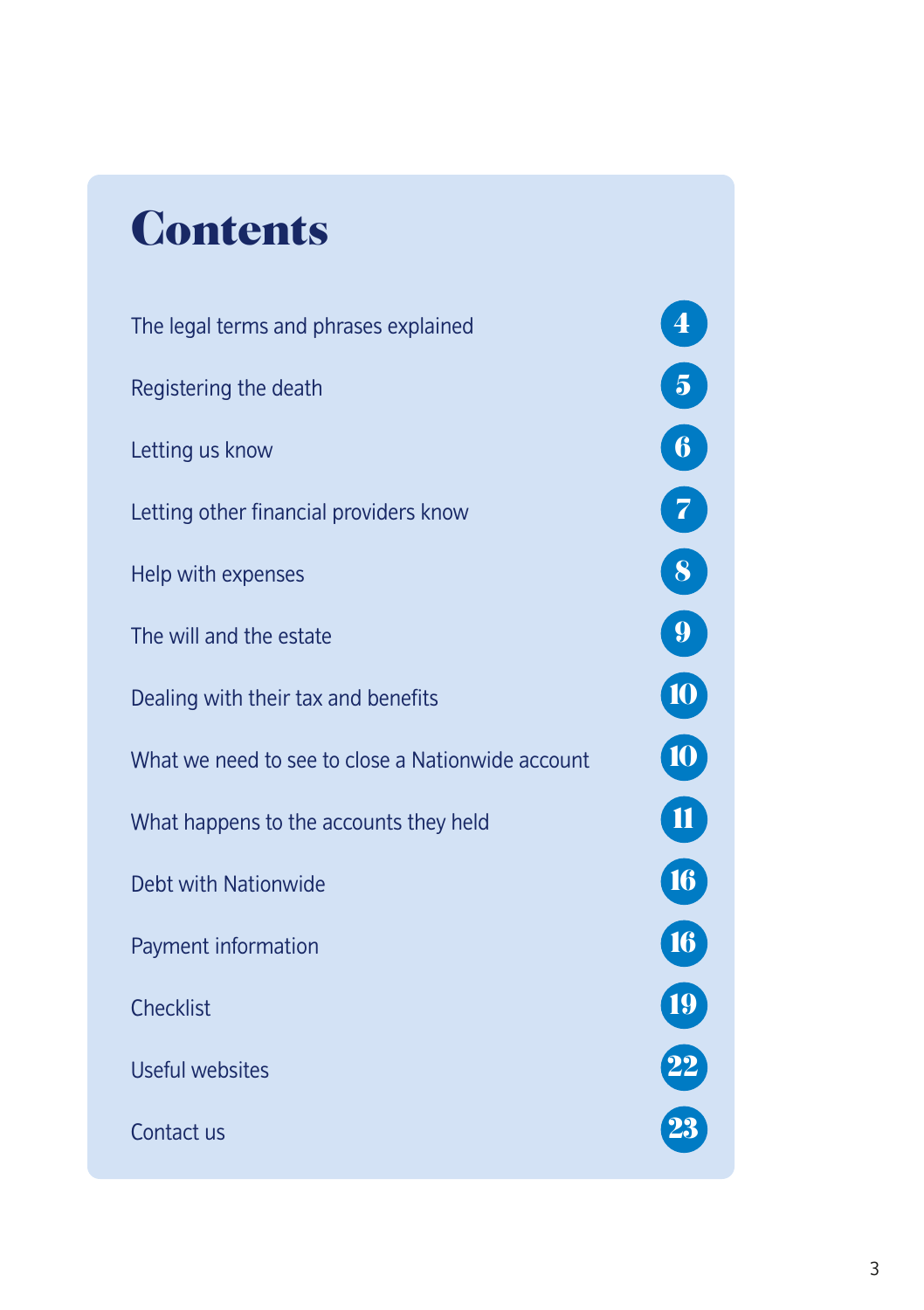# Contents

| | |
|---|---|
| The legal terms and phrases explained | 4 |
| Registering the death | 5 |
| Letting us know | 6 |
| Letting other financial providers know | 7 |
| Help with expenses | 8 |
| The will and the estate | 9 |
| Dealing with their tax and benefits | 10 |
| What we need to see to close a Nationwide account | 10 |
| What happens to the accounts they held | 11 |
| Debt with Nationwide | 16 |
| Payment information | 16 |
| Checklist | 19 |
| Useful websites | 22 |
| Contact us | 23 |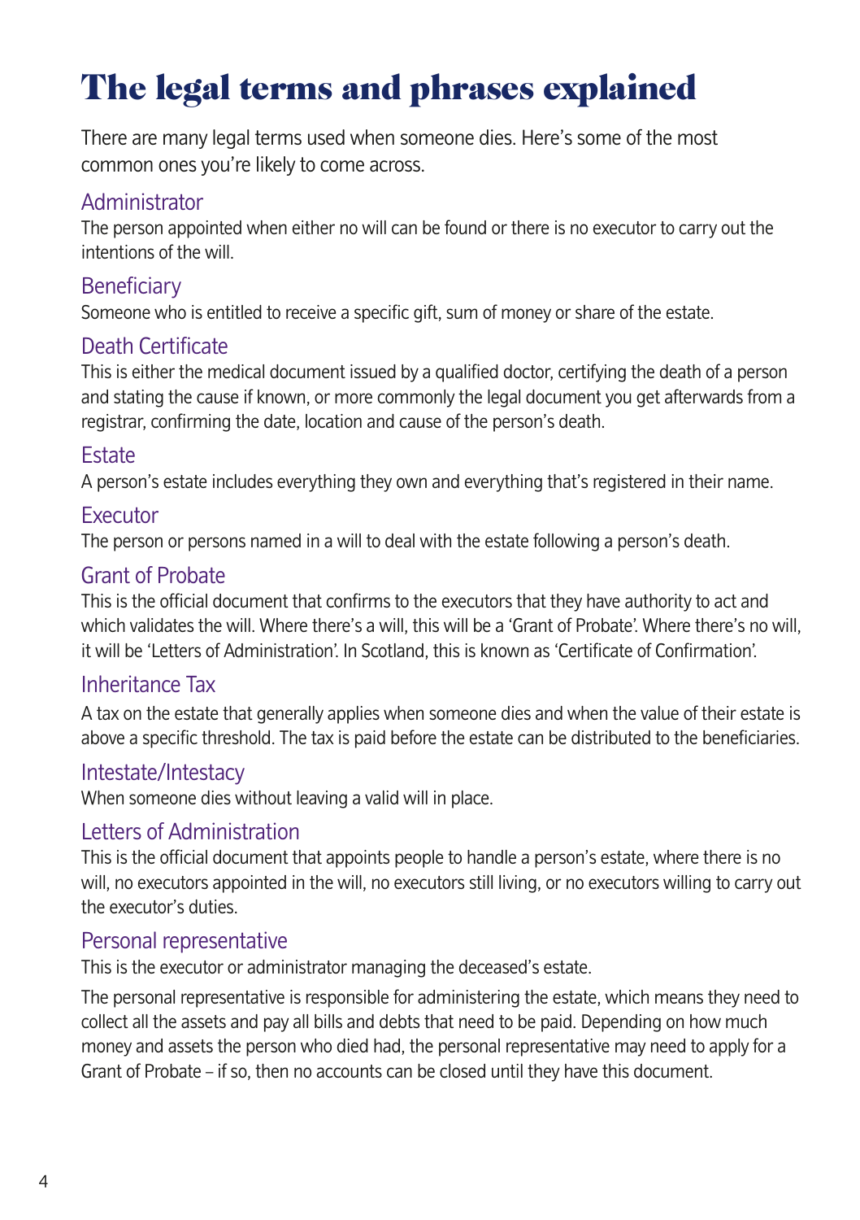# The legal terms and phrases explained

There are many legal terms used when someone dies. Here's some of the most common ones you're likely to come across.

## Administrator

The person appointed when either no will can be found or there is no executor to carry out the intentions of the will.

## Beneficiary

Someone who is entitled to receive a specific gift, sum of money or share of the estate.

## Death Certificate

This is either the medical document issued by a qualified doctor, certifying the death of a person and stating the cause if known, or more commonly the legal document you get afterwards from a registrar, confirming the date, location and cause of the person's death.

## Estate

A person's estate includes everything they own and everything that's registered in their name.

## Executor

The person or persons named in a will to deal with the estate following a person's death.

## Grant of Probate

This is the official document that confirms to the executors that they have authority to act and which validates the will. Where there's a will, this will be a 'Grant of Probate'. Where there's no will, it will be 'Letters of Administration'. In Scotland, this is known as 'Certificate of Confirmation'.

## Inheritance Tax

A tax on the estate that generally applies when someone dies and when the value of their estate is above a specific threshold. The tax is paid before the estate can be distributed to the beneficiaries.

## Intestate/Intestacy

When someone dies without leaving a valid will in place.

## Letters of Administration

This is the official document that appoints people to handle a person's estate, where there is no will, no executors appointed in the will, no executors still living, or no executors willing to carry out the executor's duties.

## Personal representative

This is the executor or administrator managing the deceased's estate.

The personal representative is responsible for administering the estate, which means they need to collect all the assets and pay all bills and debts that need to be paid. Depending on how much money and assets the person who died had, the personal representative may need to apply for a Grant of Probate – if so, then no accounts can be closed until they have this document.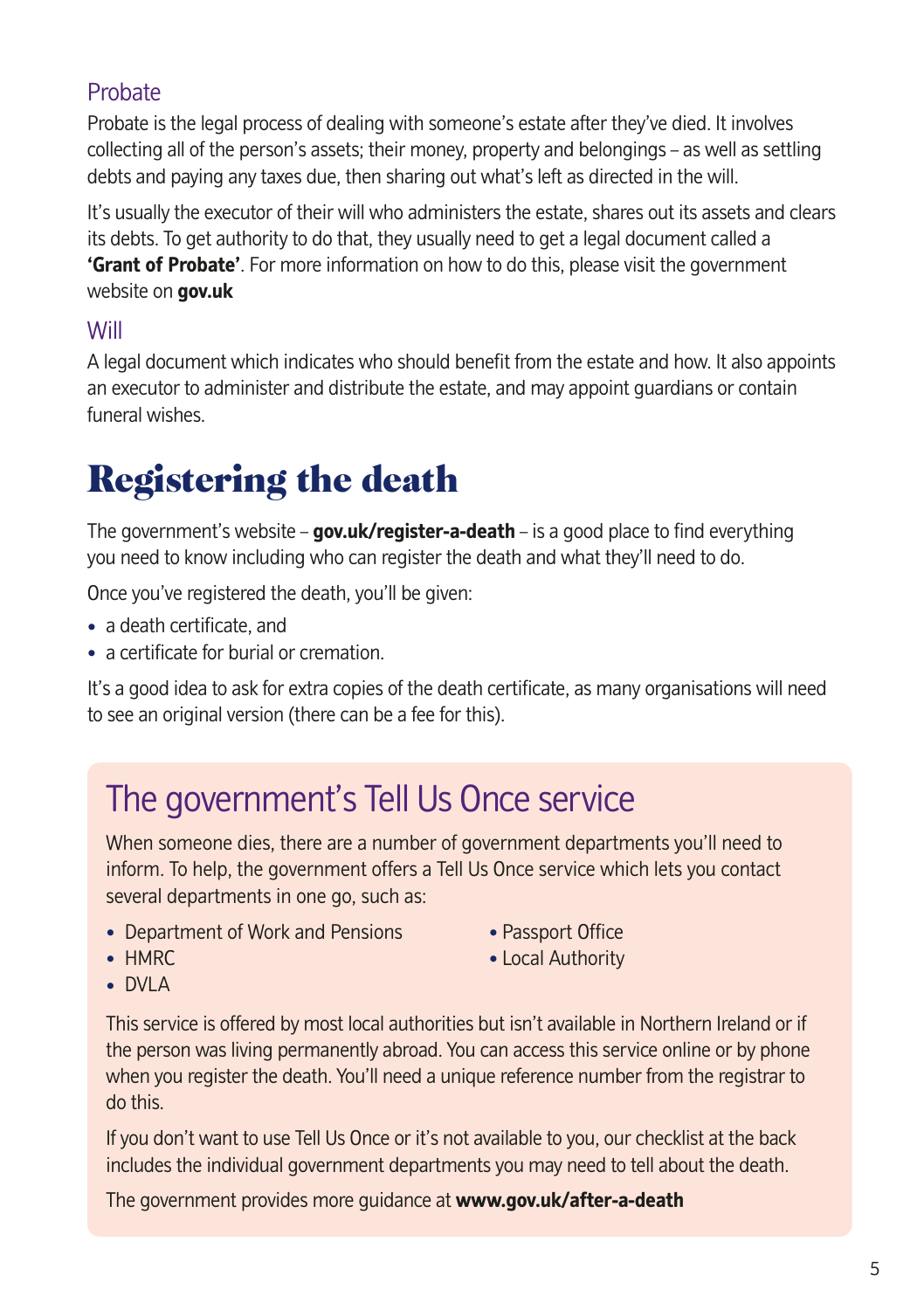### Probate

Probate is the legal process of dealing with someone's estate after they've died. It involves collecting all of the person's assets; their money, property and belongings – as well as settling debts and paying any taxes due, then sharing out what's left as directed in the will.

It's usually the executor of their will who administers the estate, shares out its assets and clears its debts. To get authority to do that, they usually need to get a legal document called a **'Grant of Probate'**. For more information on how to do this, please visit the government website on **gov.uk**

### Will

A legal document which indicates who should benefit from the estate and how. It also appoints an executor to administer and distribute the estate, and may appoint guardians or contain funeral wishes.

# Registering the death

The government's website – **gov.uk/register-a-death** – is a good place to find everything you need to know including who can register the death and what they'll need to do.

Once you've registered the death, you'll be given:

- a death certificate, and
- a certificate for burial or cremation.

It's a good idea to ask for extra copies of the death certificate, as many organisations will need to see an original version (there can be a fee for this).

## The government's Tell Us Once service

When someone dies, there are a number of government departments you'll need to inform. To help, the government offers a Tell Us Once service which lets you contact several departments in one go, such as:

- Department of Work and Pensions
- HMRC
- DVLA
- Passport Office
- Local Authority

This service is offered by most local authorities but isn't available in Northern Ireland or if the person was living permanently abroad. You can access this service online or by phone when you register the death. You'll need a unique reference number from the registrar to do this.

If you don't want to use Tell Us Once or it's not available to you, our checklist at the back includes the individual government departments you may need to tell about the death.

The government provides more guidance at **www.gov.uk/after-a-death**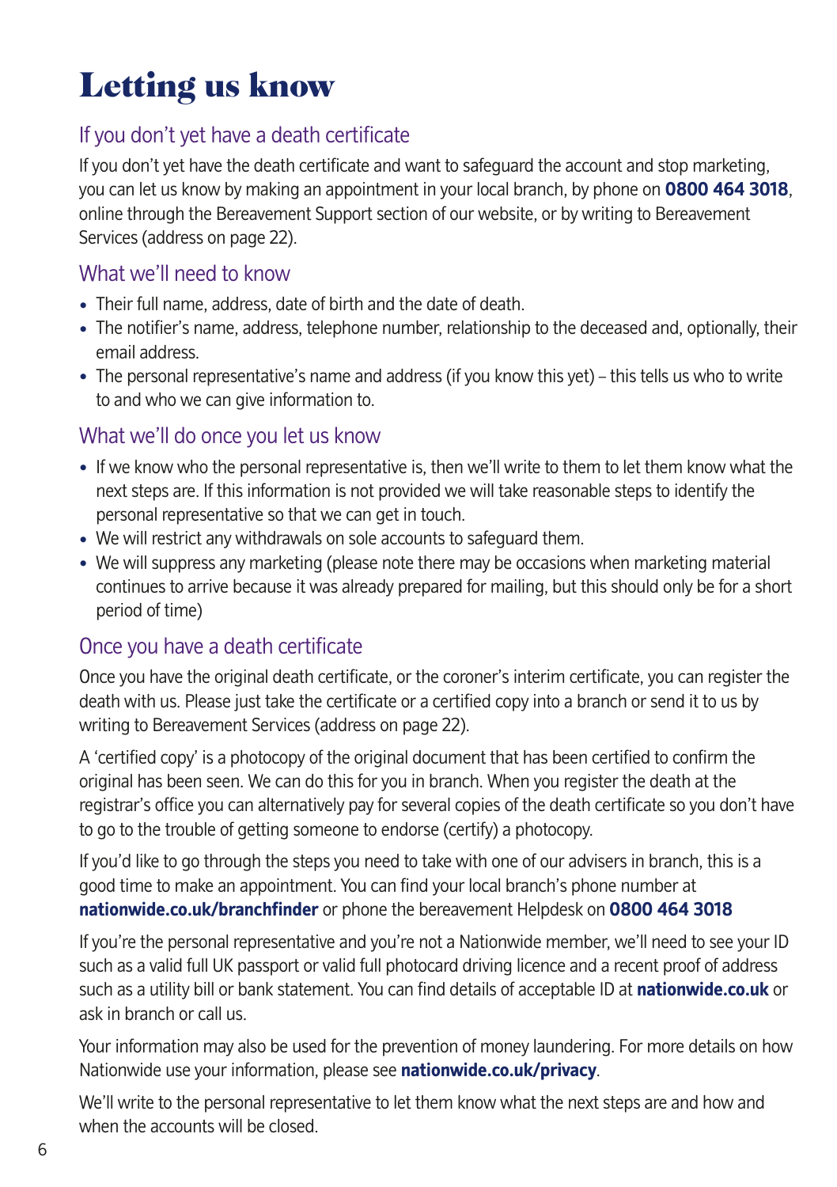# Letting us know

## If you don't yet have a death certificate

If you don't yet have the death certificate and want to safeguard the account and stop marketing, you can let us know by making an appointment in your local branch, by phone on **0800 464 3018**, online through the Bereavement Support section of our website, or by writing to Bereavement Services (address on page 22).

## What we'll need to know

- Their full name, address, date of birth and the date of death.
- The notifier's name, address, telephone number, relationship to the deceased and, optionally, their email address.
- The personal representative's name and address (if you know this yet) – this tells us who to write to and who we can give information to.

## What we'll do once you let us know

- If we know who the personal representative is, then we'll write to them to let them know what the next steps are. If this information is not provided we will take reasonable steps to identify the personal representative so that we can get in touch.
- We will restrict any withdrawals on sole accounts to safeguard them.
- We will suppress any marketing (please note there may be occasions when marketing material continues to arrive because it was already prepared for mailing, but this should only be for a short period of time)

## Once you have a death certificate

Once you have the original death certificate, or the coroner's interim certificate, you can register the death with us. Please just take the certificate or a certified copy into a branch or send it to us by writing to Bereavement Services (address on page 22).

A 'certified copy' is a photocopy of the original document that has been certified to confirm the original has been seen. We can do this for you in branch. When you register the death at the registrar's office you can alternatively pay for several copies of the death certificate so you don't have to go to the trouble of getting someone to endorse (certify) a photocopy.

If you'd like to go through the steps you need to take with one of our advisers in branch, this is a good time to make an appointment. You can find your local branch's phone number at **nationwide.co.uk/branchfinder** or phone the bereavement Helpdesk on **0800 464 3018**

If you're the personal representative and you're not a Nationwide member, we'll need to see your ID such as a valid full UK passport or valid full photocard driving licence and a recent proof of address such as a utility bill or bank statement. You can find details of acceptable ID at **nationwide.co.uk** or ask in branch or call us.

Your information may also be used for the prevention of money laundering. For more details on how Nationwide use your information, please see **nationwide.co.uk/privacy**.

We'll write to the personal representative to let them know what the next steps are and how and when the accounts will be closed.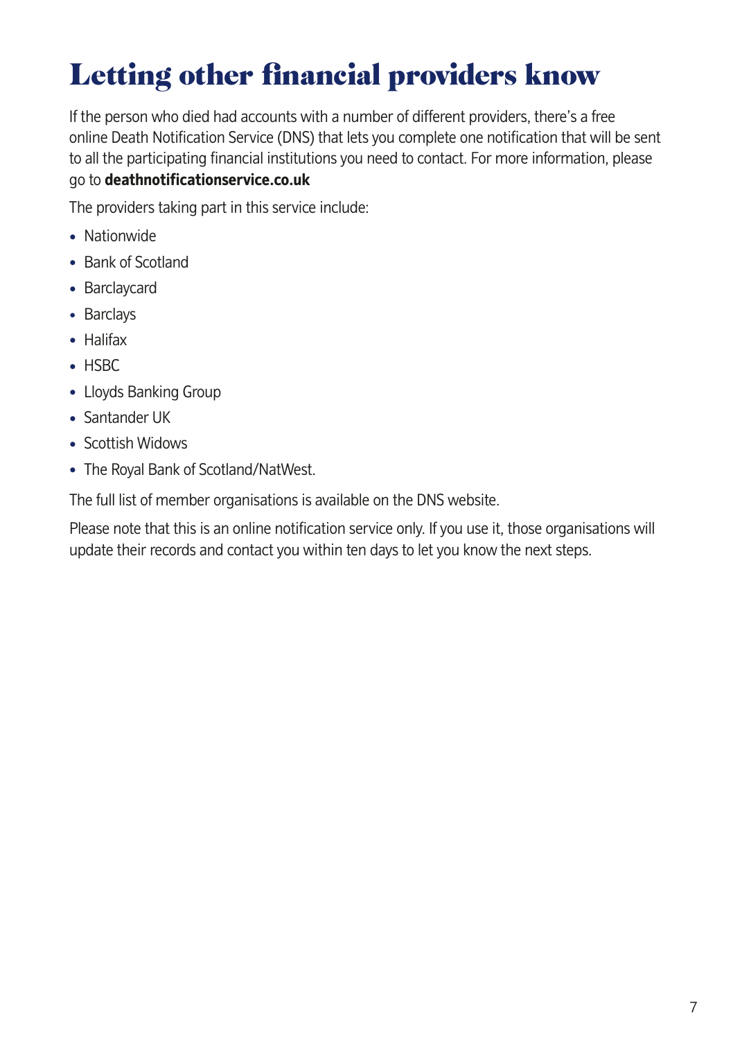# Letting other financial providers know

If the person who died had accounts with a number of different providers, there's a free online Death Notification Service (DNS) that lets you complete one notification that will be sent to all the participating financial institutions you need to contact. For more information, please go to **deathnotificationservice.co.uk**

The providers taking part in this service include:

- Nationwide
- Bank of Scotland
- Barclaycard
- Barclays
- Halifax
- HSBC
- Lloyds Banking Group
- Santander UK
- Scottish Widows
- The Royal Bank of Scotland/NatWest.

The full list of member organisations is available on the DNS website.

Please note that this is an online notification service only. If you use it, those organisations will update their records and contact you within ten days to let you know the next steps.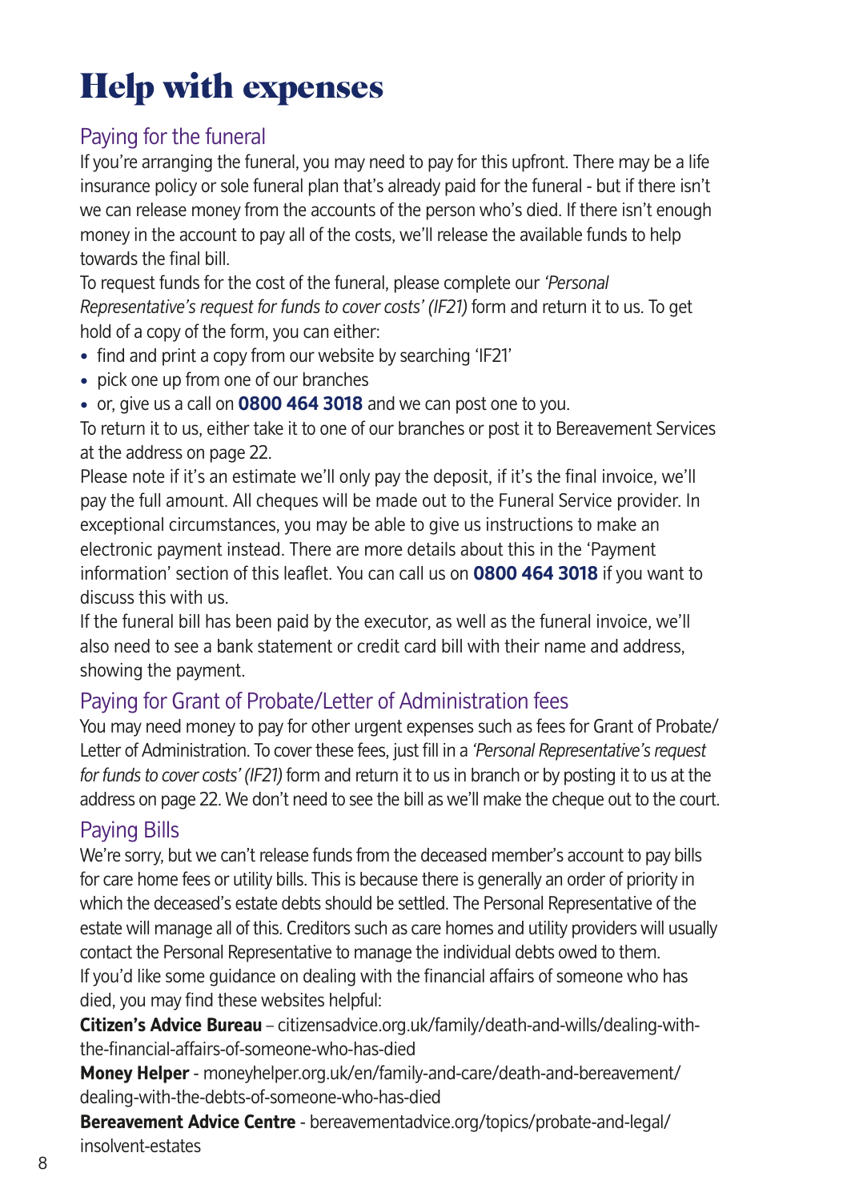# Help with expenses

## Paying for the funeral

If you're arranging the funeral, you may need to pay for this upfront. There may be a life insurance policy or sole funeral plan that's already paid for the funeral - but if there isn't we can release money from the accounts of the person who's died. If there isn't enough money in the account to pay all of the costs, we'll release the available funds to help towards the final bill.

To request funds for the cost of the funeral, please complete our *'Personal Representative's request for funds to cover costs' (IF21)* form and return it to us. To get hold of a copy of the form, you can either:

- find and print a copy from our website by searching 'IF21'
- pick one up from one of our branches
- or, give us a call on **0800 464 3018** and we can post one to you.

To return it to us, either take it to one of our branches or post it to Bereavement Services at the address on page 22.

Please note if it's an estimate we'll only pay the deposit, if it's the final invoice, we'll pay the full amount. All cheques will be made out to the Funeral Service provider. In exceptional circumstances, you may be able to give us instructions to make an electronic payment instead. There are more details about this in the 'Payment information' section of this leaflet. You can call us on **0800 464 3018** if you want to discuss this with us.

If the funeral bill has been paid by the executor, as well as the funeral invoice, we'll also need to see a bank statement or credit card bill with their name and address, showing the payment.

## Paying for Grant of Probate/Letter of Administration fees

You may need money to pay for other urgent expenses such as fees for Grant of Probate/ Letter of Administration. To cover these fees, just fill in a *'Personal Representative's request for funds to cover costs' (IF21)* form and return it to us in branch or by posting it to us at the address on page 22. We don't need to see the bill as we'll make the cheque out to the court.

## Paying Bills

We're sorry, but we can't release funds from the deceased member's account to pay bills for care home fees or utility bills. This is because there is generally an order of priority in which the deceased's estate debts should be settled. The Personal Representative of the estate will manage all of this. Creditors such as care homes and utility providers will usually contact the Personal Representative to manage the individual debts owed to them.

If you'd like some guidance on dealing with the financial affairs of someone who has died, you may find these websites helpful:

**Citizen's Advice Bureau** – citizensadvice.org.uk/family/death-and-wills/dealing-with-the-financial-affairs-of-someone-who-has-died

**Money Helper** - moneyhelper.org.uk/en/family-and-care/death-and-bereavement/dealing-with-the-debts-of-someone-who-has-died

**Bereavement Advice Centre** - bereavementadvice.org/topics/probate-and-legal/insolvent-estates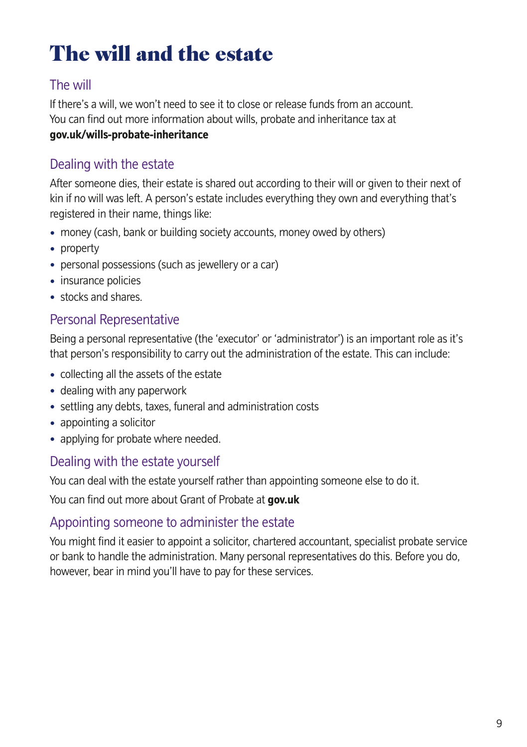# The will and the estate

## The will

If there's a will, we won't need to see it to close or release funds from an account. You can find out more information about wills, probate and inheritance tax at **gov.uk/wills-probate-inheritance**

## Dealing with the estate

After someone dies, their estate is shared out according to their will or given to their next of kin if no will was left. A person's estate includes everything they own and everything that's registered in their name, things like:

- money (cash, bank or building society accounts, money owed by others)
- property
- personal possessions (such as jewellery or a car)
- insurance policies
- stocks and shares.

## Personal Representative

Being a personal representative (the 'executor' or 'administrator') is an important role as it's that person's responsibility to carry out the administration of the estate. This can include:

- collecting all the assets of the estate
- dealing with any paperwork
- settling any debts, taxes, funeral and administration costs
- appointing a solicitor
- applying for probate where needed.

## Dealing with the estate yourself

You can deal with the estate yourself rather than appointing someone else to do it.

You can find out more about Grant of Probate at **gov.uk**

## Appointing someone to administer the estate

You might find it easier to appoint a solicitor, chartered accountant, specialist probate service or bank to handle the administration. Many personal representatives do this. Before you do, however, bear in mind you'll have to pay for these services.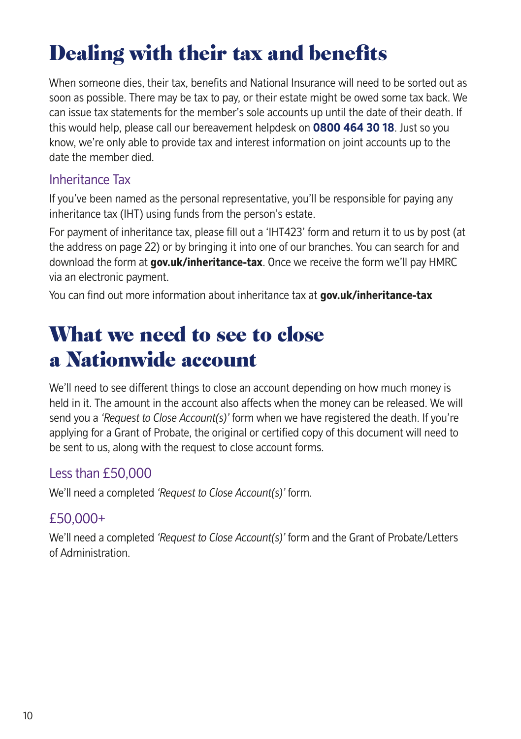# Dealing with their tax and benefits

When someone dies, their tax, benefits and National Insurance will need to be sorted out as soon as possible. There may be tax to pay, or their estate might be owed some tax back. We can issue tax statements for the member's sole accounts up until the date of their death. If this would help, please call our bereavement helpdesk on **0800 464 30 18**. Just so you know, we're only able to provide tax and interest information on joint accounts up to the date the member died.

## Inheritance Tax

If you've been named as the personal representative, you'll be responsible for paying any inheritance tax (IHT) using funds from the person's estate.

For payment of inheritance tax, please fill out a 'IHT423' form and return it to us by post (at the address on page 22) or by bringing it into one of our branches. You can search for and download the form at **gov.uk/inheritance-tax**. Once we receive the form we'll pay HMRC via an electronic payment.

You can find out more information about inheritance tax at **gov.uk/inheritance-tax**

# What we need to see to close a Nationwide account

We'll need to see different things to close an account depending on how much money is held in it. The amount in the account also affects when the money can be released. We will send you a *'Request to Close Account(s)'* form when we have registered the death. If you're applying for a Grant of Probate, the original or certified copy of this document will need to be sent to us, along with the request to close account forms.

## Less than £50,000

We'll need a completed *'Request to Close Account(s)'* form.

## £50,000+

We'll need a completed *'Request to Close Account(s)'* form and the Grant of Probate/Letters of Administration.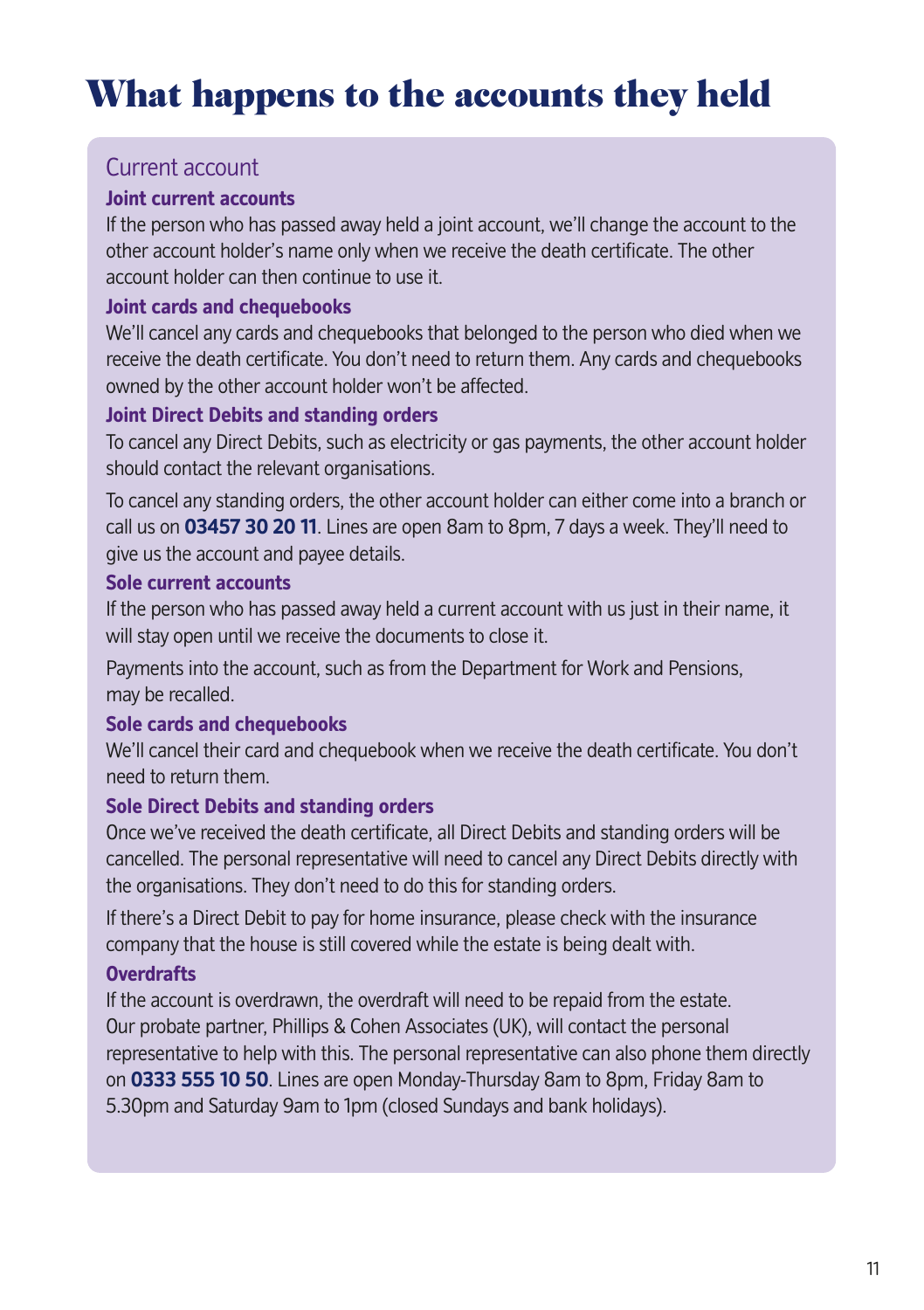# What happens to the accounts they held

## Current account

### Joint current accounts

If the person who has passed away held a joint account, we'll change the account to the other account holder's name only when we receive the death certificate. The other account holder can then continue to use it.

### Joint cards and chequebooks

We'll cancel any cards and chequebooks that belonged to the person who died when we receive the death certificate. You don't need to return them. Any cards and chequebooks owned by the other account holder won't be affected.

### Joint Direct Debits and standing orders

To cancel any Direct Debits, such as electricity or gas payments, the other account holder should contact the relevant organisations.

To cancel any standing orders, the other account holder can either come into a branch or call us on **03457 30 20 11**. Lines are open 8am to 8pm, 7 days a week. They'll need to give us the account and payee details.

### Sole current accounts

If the person who has passed away held a current account with us just in their name, it will stay open until we receive the documents to close it.

Payments into the account, such as from the Department for Work and Pensions, may be recalled.

### Sole cards and chequebooks

We'll cancel their card and chequebook when we receive the death certificate. You don't need to return them.

### Sole Direct Debits and standing orders

Once we've received the death certificate, all Direct Debits and standing orders will be cancelled. The personal representative will need to cancel any Direct Debits directly with the organisations. They don't need to do this for standing orders.

If there's a Direct Debit to pay for home insurance, please check with the insurance company that the house is still covered while the estate is being dealt with.

### Overdrafts

If the account is overdrawn, the overdraft will need to be repaid from the estate. Our probate partner, Phillips & Cohen Associates (UK), will contact the personal representative to help with this. The personal representative can also phone them directly on **0333 555 10 50**. Lines are open Monday-Thursday 8am to 8pm, Friday 8am to 5.30pm and Saturday 9am to 1pm (closed Sundays and bank holidays).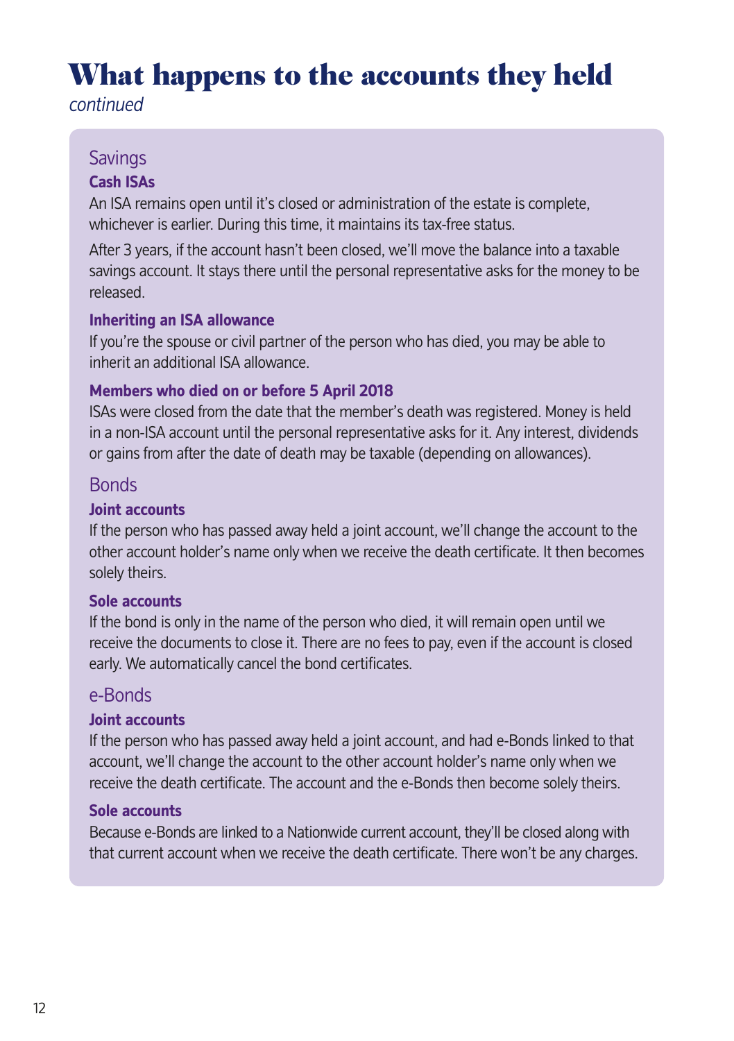# What happens to the accounts they held

*continued*

## Savings

### Cash ISAs

An ISA remains open until it's closed or administration of the estate is complete, whichever is earlier. During this time, it maintains its tax-free status.

After 3 years, if the account hasn't been closed, we'll move the balance into a taxable savings account. It stays there until the personal representative asks for the money to be released.

### Inheriting an ISA allowance

If you're the spouse or civil partner of the person who has died, you may be able to inherit an additional ISA allowance.

### Members who died on or before 5 April 2018

ISAs were closed from the date that the member's death was registered. Money is held in a non-ISA account until the personal representative asks for it. Any interest, dividends or gains from after the date of death may be taxable (depending on allowances).

## Bonds

### Joint accounts

If the person who has passed away held a joint account, we'll change the account to the other account holder's name only when we receive the death certificate. It then becomes solely theirs.

### Sole accounts

If the bond is only in the name of the person who died, it will remain open until we receive the documents to close it. There are no fees to pay, even if the account is closed early. We automatically cancel the bond certificates.

## e-Bonds

### Joint accounts

If the person who has passed away held a joint account, and had e-Bonds linked to that account, we'll change the account to the other account holder's name only when we receive the death certificate. The account and the e-Bonds then become solely theirs.

### Sole accounts

Because e-Bonds are linked to a Nationwide current account, they'll be closed along with that current account when we receive the death certificate. There won't be any charges.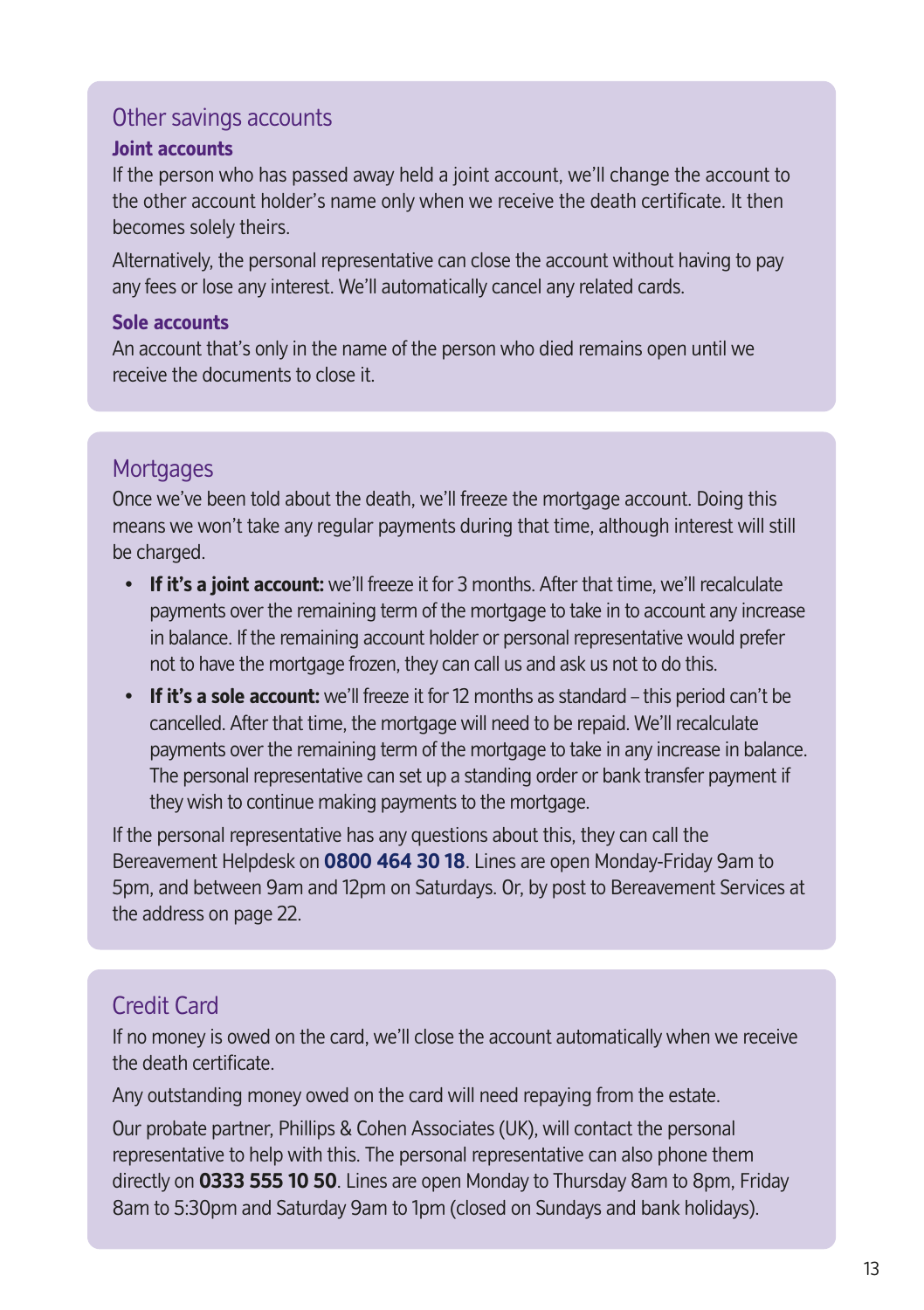## Other savings accounts

### Joint accounts

If the person who has passed away held a joint account, we'll change the account to the other account holder's name only when we receive the death certificate. It then becomes solely theirs.

Alternatively, the personal representative can close the account without having to pay any fees or lose any interest. We'll automatically cancel any related cards.

### Sole accounts

An account that's only in the name of the person who died remains open until we receive the documents to close it.

## Mortgages

Once we've been told about the death, we'll freeze the mortgage account. Doing this means we won't take any regular payments during that time, although interest will still be charged.

- **If it's a joint account:** we'll freeze it for 3 months. After that time, we'll recalculate payments over the remaining term of the mortgage to take in to account any increase in balance. If the remaining account holder or personal representative would prefer not to have the mortgage frozen, they can call us and ask us not to do this.
- **If it's a sole account:** we'll freeze it for 12 months as standard – this period can't be cancelled. After that time, the mortgage will need to be repaid. We'll recalculate payments over the remaining term of the mortgage to take in any increase in balance. The personal representative can set up a standing order or bank transfer payment if they wish to continue making payments to the mortgage.

If the personal representative has any questions about this, they can call the Bereavement Helpdesk on **0800 464 30 18**. Lines are open Monday-Friday 9am to 5pm, and between 9am and 12pm on Saturdays. Or, by post to Bereavement Services at the address on page 22.

## Credit Card

If no money is owed on the card, we'll close the account automatically when we receive the death certificate.

Any outstanding money owed on the card will need repaying from the estate.

Our probate partner, Phillips & Cohen Associates (UK), will contact the personal representative to help with this. The personal representative can also phone them directly on **0333 555 10 50**. Lines are open Monday to Thursday 8am to 8pm, Friday 8am to 5:30pm and Saturday 9am to 1pm (closed on Sundays and bank holidays).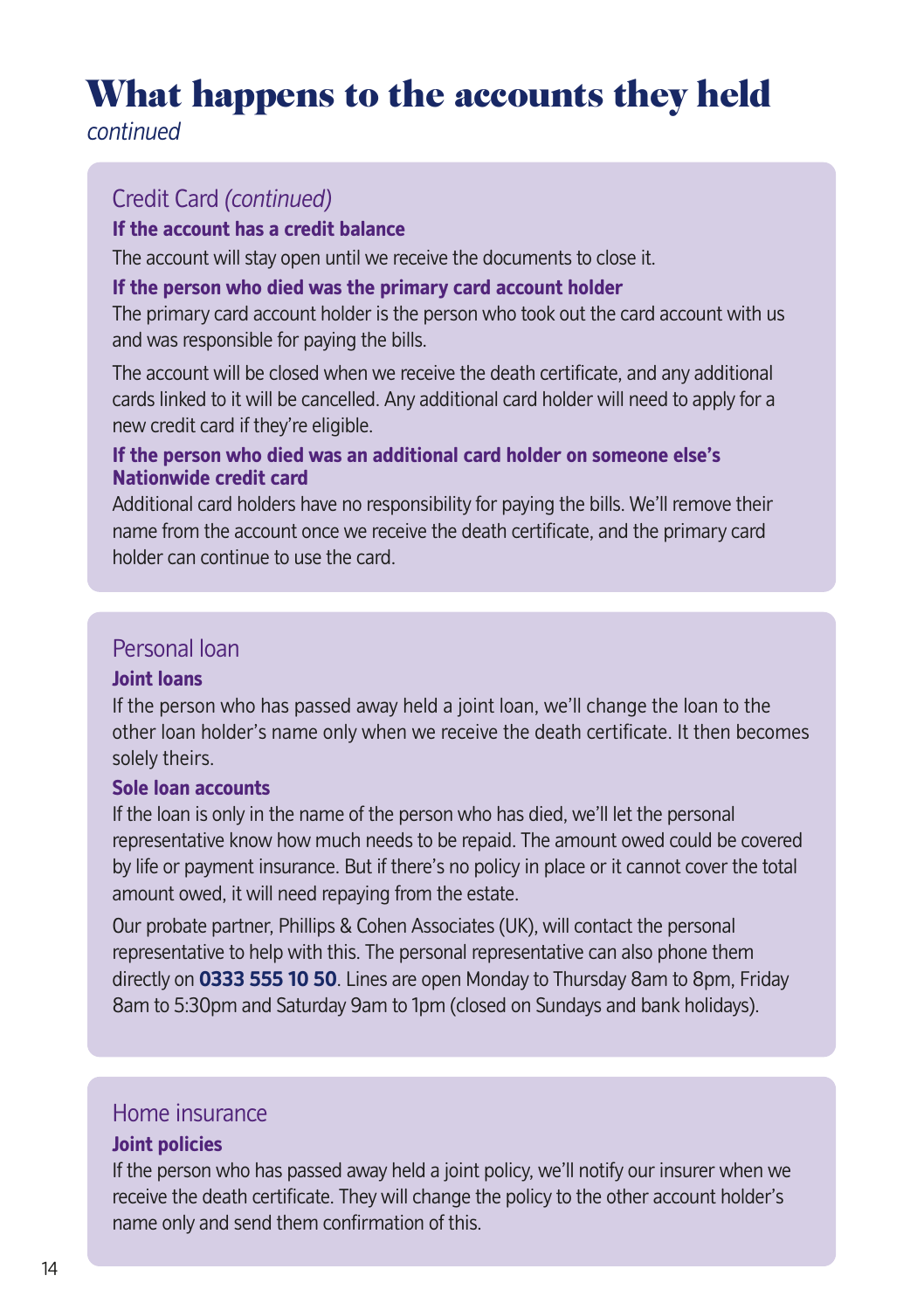# What happens to the accounts they held

*continued*

## Credit Card *(continued)*

**If the account has a credit balance**

The account will stay open until we receive the documents to close it.

**If the person who died was the primary card account holder**

The primary card account holder is the person who took out the card account with us and was responsible for paying the bills.

The account will be closed when we receive the death certificate, and any additional cards linked to it will be cancelled. Any additional card holder will need to apply for a new credit card if they're eligible.

**If the person who died was an additional card holder on someone else's Nationwide credit card**

Additional card holders have no responsibility for paying the bills. We'll remove their name from the account once we receive the death certificate, and the primary card holder can continue to use the card.

## Personal loan

**Joint loans**

If the person who has passed away held a joint loan, we'll change the loan to the other loan holder's name only when we receive the death certificate. It then becomes solely theirs.

**Sole loan accounts**

If the loan is only in the name of the person who has died, we'll let the personal representative know how much needs to be repaid. The amount owed could be covered by life or payment insurance. But if there's no policy in place or it cannot cover the total amount owed, it will need repaying from the estate.

Our probate partner, Phillips & Cohen Associates (UK), will contact the personal representative to help with this. The personal representative can also phone them directly on **0333 555 10 50**. Lines are open Monday to Thursday 8am to 8pm, Friday 8am to 5:30pm and Saturday 9am to 1pm (closed on Sundays and bank holidays).

## Home insurance

**Joint policies**

If the person who has passed away held a joint policy, we'll notify our insurer when we receive the death certificate. They will change the policy to the other account holder's name only and send them confirmation of this.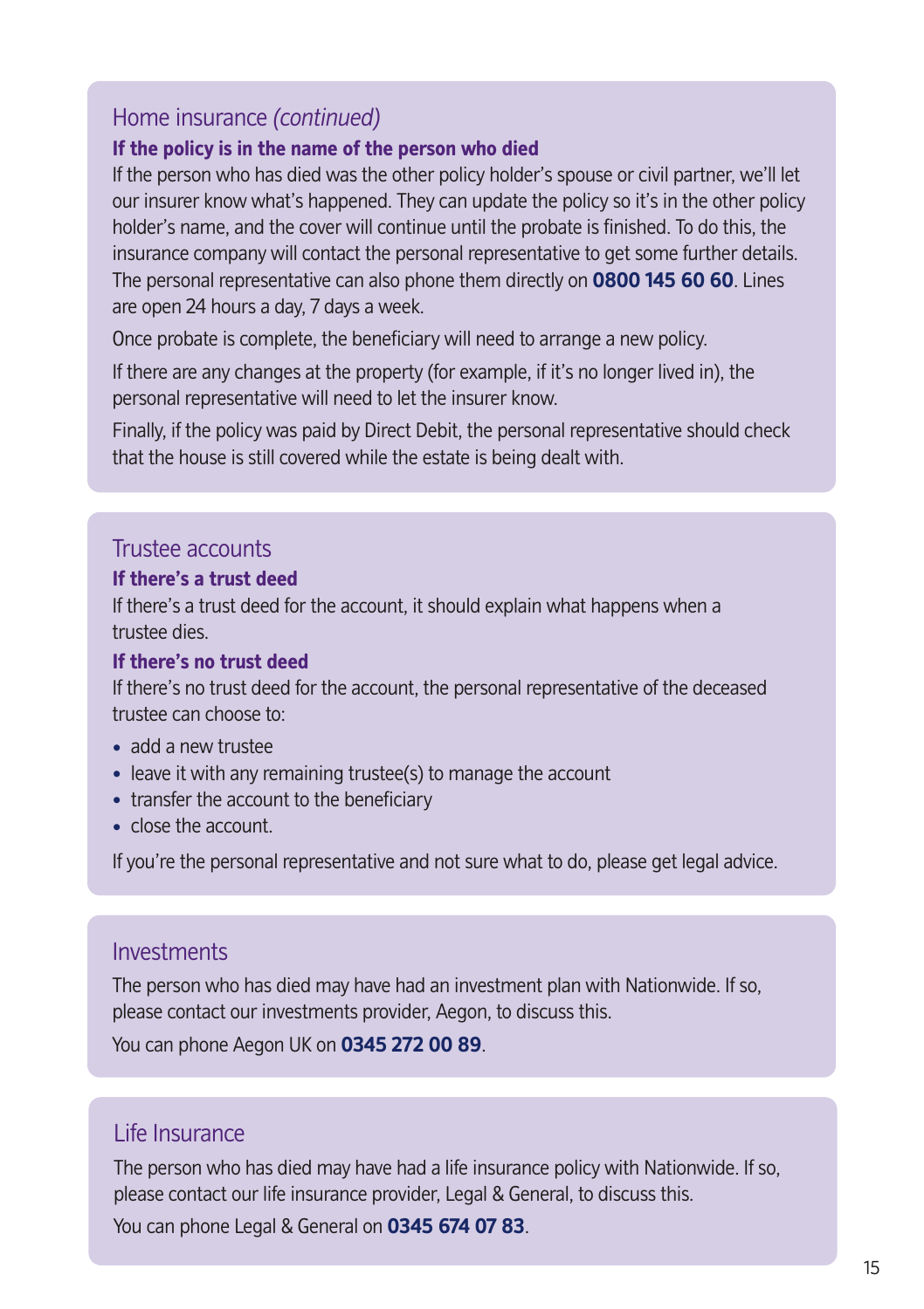## Home insurance *(continued)*

### If the policy is in the name of the person who died

If the person who has died was the other policy holder's spouse or civil partner, we'll let our insurer know what's happened. They can update the policy so it's in the other policy holder's name, and the cover will continue until the probate is finished. To do this, the insurance company will contact the personal representative to get some further details. The personal representative can also phone them directly on **0800 145 60 60**. Lines are open 24 hours a day, 7 days a week.

Once probate is complete, the beneficiary will need to arrange a new policy.

If there are any changes at the property (for example, if it's no longer lived in), the personal representative will need to let the insurer know.

Finally, if the policy was paid by Direct Debit, the personal representative should check that the house is still covered while the estate is being dealt with.

## Trustee accounts

### If there's a trust deed

If there's a trust deed for the account, it should explain what happens when a trustee dies.

### If there's no trust deed

If there's no trust deed for the account, the personal representative of the deceased trustee can choose to:

- add a new trustee
- leave it with any remaining trustee(s) to manage the account
- transfer the account to the beneficiary
- close the account.

If you're the personal representative and not sure what to do, please get legal advice.

## Investments

The person who has died may have had an investment plan with Nationwide. If so, please contact our investments provider, Aegon, to discuss this.

You can phone Aegon UK on **0345 272 00 89**.

## Life Insurance

The person who has died may have had a life insurance policy with Nationwide. If so, please contact our life insurance provider, Legal & General, to discuss this.

You can phone Legal & General on **0345 674 07 83**.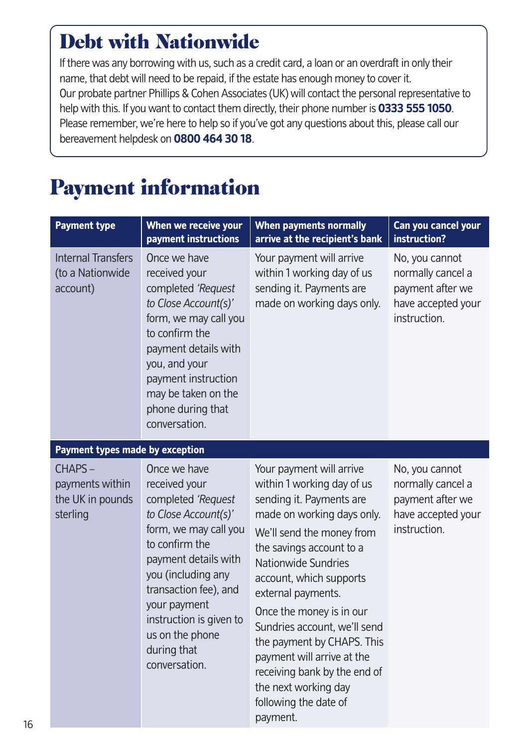## Debt with Nationwide

If there was any borrowing with us, such as a credit card, a loan or an overdraft in only their name, that debt will need to be repaid, if the estate has enough money to cover it.
Our probate partner Phillips & Cohen Associates (UK) will contact the personal representative to help with this. If you want to contact them directly, their phone number is **0333 555 1050**.
Please remember, we're here to help so if you've got any questions about this, please call our bereavement helpdesk on **0800 464 30 18**.

# Payment information

| Payment type | When we receive your payment instructions | When payments normally arrive at the recipient's bank | Can you cancel your instruction? |
|---|---|---|---|
| Internal Transfers (to a Nationwide account) | Once we have received your completed *'Request to Close Account(s)'* form, we may call you to confirm the payment details with you, and your payment instruction may be taken on the phone during that conversation. | Your payment will arrive within 1 working day of us sending it. Payments are made on working days only. | No, you cannot normally cancel a payment after we have accepted your instruction. |
| **Payment types made by exception** | | | |
| CHAPS – payments within the UK in pounds sterling | Once we have received your completed *'Request to Close Account(s)'* form, we may call you to confirm the payment details with you (including any transaction fee), and your payment instruction is given to us on the phone during that conversation. | Your payment will arrive within 1 working day of us sending it. Payments are made on working days only. We'll send the money from the savings account to a Nationwide Sundries account, which supports external payments. Once the money is in our Sundries account, we'll send the payment by CHAPS. This payment will arrive at the receiving bank by the end of the next working day following the date of payment. | No, you cannot normally cancel a payment after we have accepted your instruction. |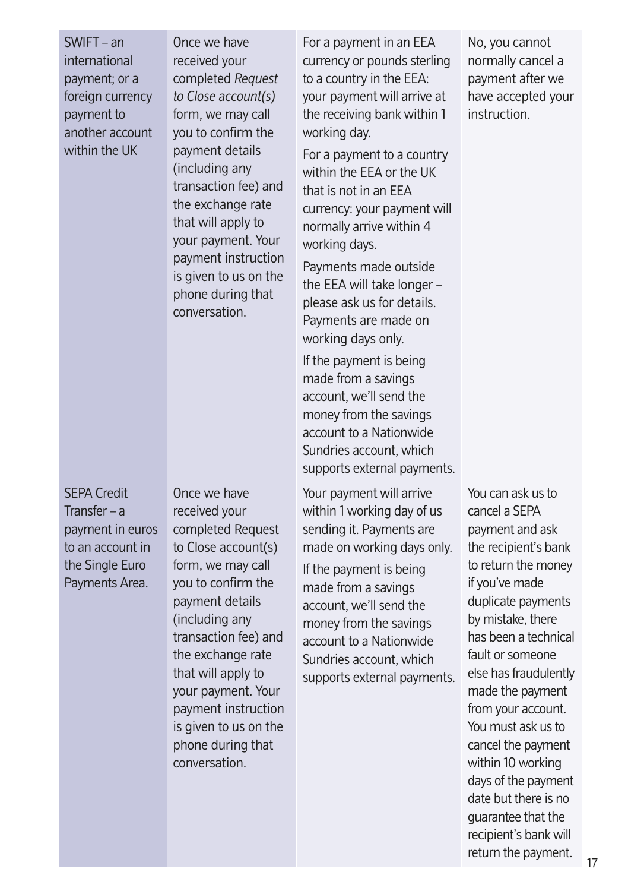| | | | |
|---|---|---|---|
| SWIFT – an international payment; or a foreign currency payment to another account within the UK | Once we have received your completed *Request to Close account(s)* form, we may call you to confirm the payment details (including any transaction fee) and the exchange rate that will apply to your payment. Your payment instruction is given to us on the phone during that conversation. | For a payment in an EEA currency or pounds sterling to a country in the EEA: your payment will arrive at the receiving bank within 1 working day.<br><br>For a payment to a country within the EEA or the UK that is not in an EEA currency: your payment will normally arrive within 4 working days.<br><br>Payments made outside the EEA will take longer – please ask us for details. Payments are made on working days only.<br><br>If the payment is being made from a savings account, we'll send the money from the savings account to a Nationwide Sundries account, which supports external payments. | No, you cannot normally cancel a payment after we have accepted your instruction. |
| SEPA Credit Transfer – a payment in euros to an account in the Single Euro Payments Area. | Once we have received your completed Request to Close account(s) form, we may call you to confirm the payment details (including any transaction fee) and the exchange rate that will apply to your payment. Your payment instruction is given to us on the phone during that conversation. | Your payment will arrive within 1 working day of us sending it. Payments are made on working days only.<br><br>If the payment is being made from a savings account, we'll send the money from the savings account to a Nationwide Sundries account, which supports external payments. | You can ask us to cancel a SEPA payment and ask the recipient's bank to return the money if you've made duplicate payments by mistake, there has been a technical fault or someone else has fraudulently made the payment from your account. You must ask us to cancel the payment within 10 working days of the payment date but there is no guarantee that the recipient's bank will return the payment. |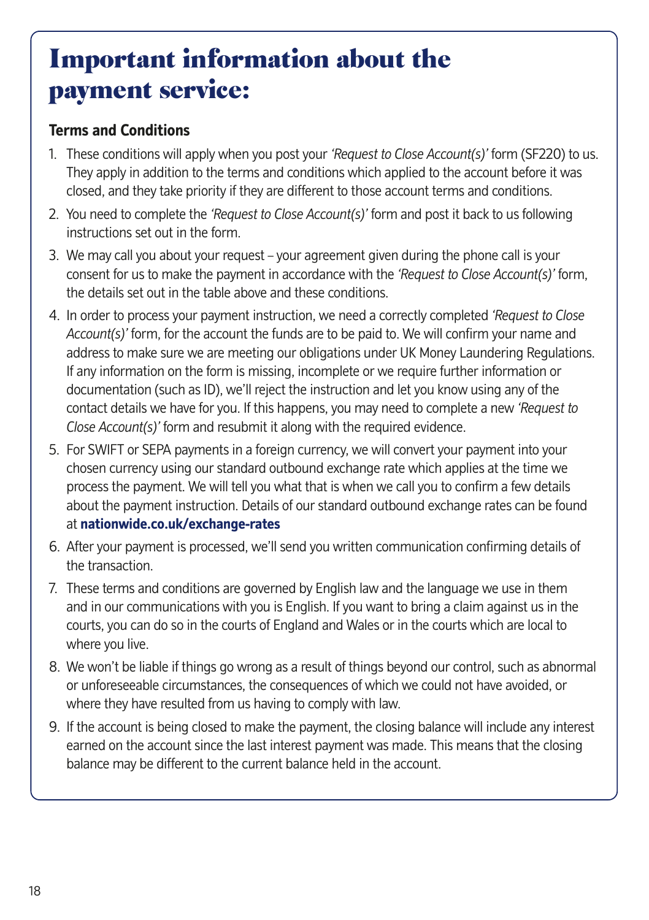# Important information about the payment service:

**Terms and Conditions**

1. These conditions will apply when you post your *'Request to Close Account(s)'* form (SF220) to us. They apply in addition to the terms and conditions which applied to the account before it was closed, and they take priority if they are different to those account terms and conditions.
2. You need to complete the *'Request to Close Account(s)'* form and post it back to us following instructions set out in the form.
3. We may call you about your request – your agreement given during the phone call is your consent for us to make the payment in accordance with the *'Request to Close Account(s)'* form, the details set out in the table above and these conditions.
4. In order to process your payment instruction, we need a correctly completed *'Request to Close Account(s)'* form, for the account the funds are to be paid to. We will confirm your name and address to make sure we are meeting our obligations under UK Money Laundering Regulations. If any information on the form is missing, incomplete or we require further information or documentation (such as ID), we'll reject the instruction and let you know using any of the contact details we have for you. If this happens, you may need to complete a new *'Request to Close Account(s)'* form and resubmit it along with the required evidence.
5. For SWIFT or SEPA payments in a foreign currency, we will convert your payment into your chosen currency using our standard outbound exchange rate which applies at the time we process the payment. We will tell you what that is when we call you to confirm a few details about the payment instruction. Details of our standard outbound exchange rates can be found at **nationwide.co.uk/exchange-rates**
6. After your payment is processed, we'll send you written communication confirming details of the transaction.
7. These terms and conditions are governed by English law and the language we use in them and in our communications with you is English. If you want to bring a claim against us in the courts, you can do so in the courts of England and Wales or in the courts which are local to where you live.
8. We won't be liable if things go wrong as a result of things beyond our control, such as abnormal or unforeseeable circumstances, the consequences of which we could not have avoided, or where they have resulted from us having to comply with law.
9. If the account is being closed to make the payment, the closing balance will include any interest earned on the account since the last interest payment was made. This means that the closing balance may be different to the current balance held in the account.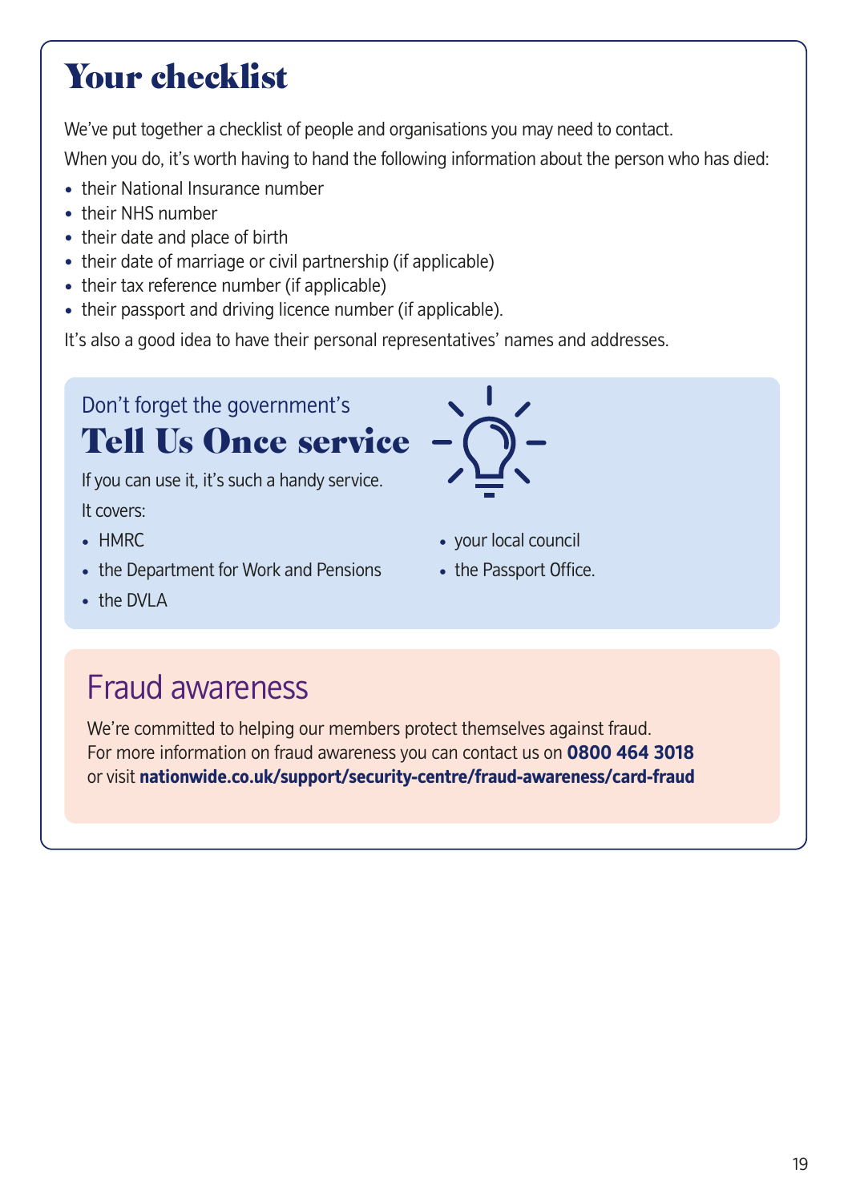# Your checklist

We've put together a checklist of people and organisations you may need to contact.

When you do, it's worth having to hand the following information about the person who has died:

- their National Insurance number
- their NHS number
- their date and place of birth
- their date of marriage or civil partnership (if applicable)
- their tax reference number (if applicable)
- their passport and driving licence number (if applicable).

It's also a good idea to have their personal representatives' names and addresses.

## Don't forget the government's Tell Us Once service

If you can use it, it's such a handy service.

It covers:

- HMRC
- the Department for Work and Pensions
- the DVLA
- your local council
- the Passport Office.

## Fraud awareness

We're committed to helping our members protect themselves against fraud. For more information on fraud awareness you can contact us on **0800 464 3018** or visit **nationwide.co.uk/support/security-centre/fraud-awareness/card-fraud**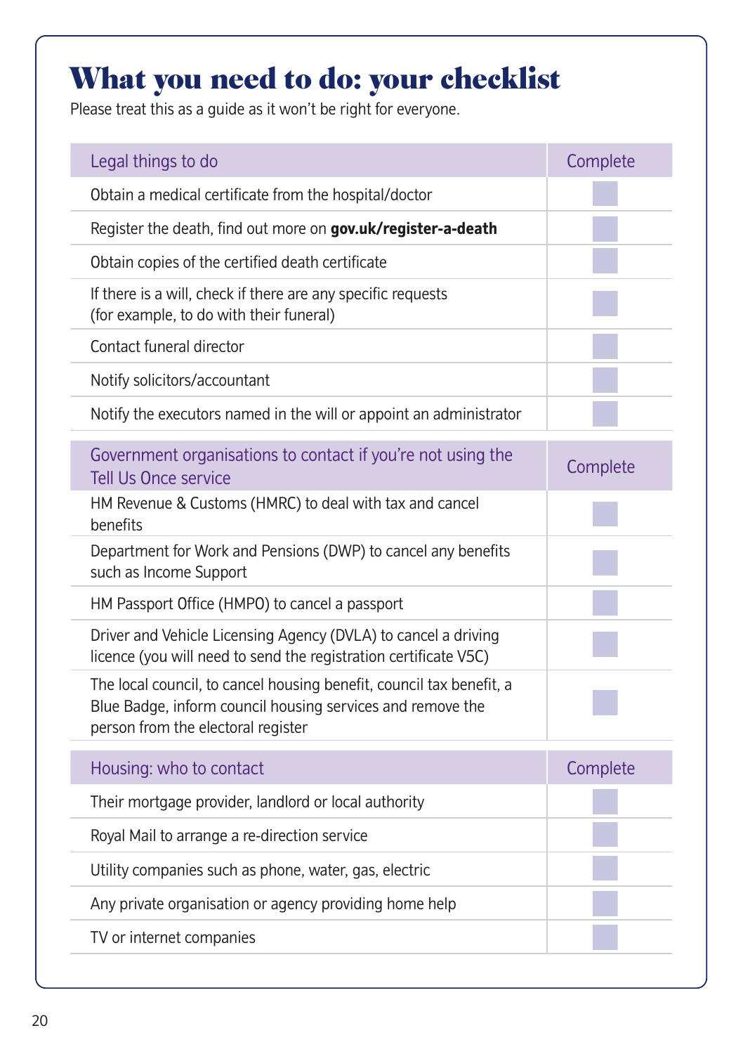# What you need to do: your checklist

Please treat this as a guide as it won't be right for everyone.

| Legal things to do | Complete |
|---|---|
| Obtain a medical certificate from the hospital/doctor | |
| Register the death, find out more on **gov.uk/register-a-death** | |
| Obtain copies of the certified death certificate | |
| If there is a will, check if there are any specific requests (for example, to do with their funeral) | |
| Contact funeral director | |
| Notify solicitors/accountant | |
| Notify the executors named in the will or appoint an administrator | |

| Government organisations to contact if you're not using the Tell Us Once service | Complete |
|---|---|
| HM Revenue & Customs (HMRC) to deal with tax and cancel benefits | |
| Department for Work and Pensions (DWP) to cancel any benefits such as Income Support | |
| HM Passport Office (HMPO) to cancel a passport | |
| Driver and Vehicle Licensing Agency (DVLA) to cancel a driving licence (you will need to send the registration certificate V5C) | |
| The local council, to cancel housing benefit, council tax benefit, a Blue Badge, inform council housing services and remove the person from the electoral register | |

| Housing: who to contact | Complete |
|---|---|
| Their mortgage provider, landlord or local authority | |
| Royal Mail to arrange a re-direction service | |
| Utility companies such as phone, water, gas, electric | |
| Any private organisation or agency providing home help | |
| TV or internet companies | |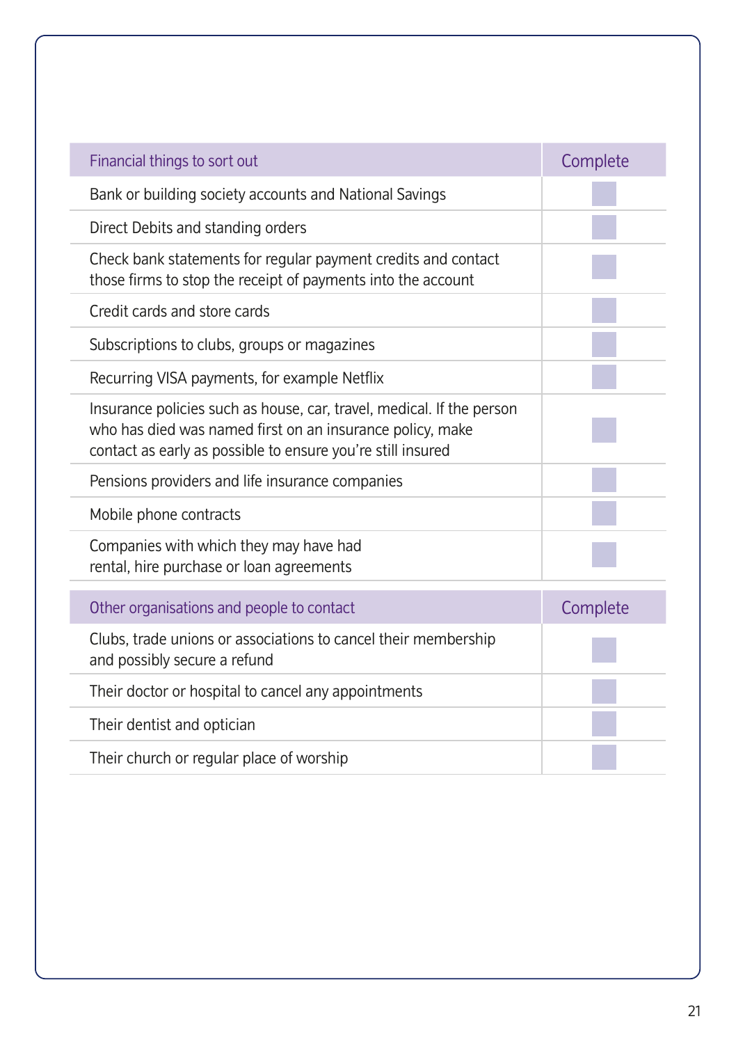| Financial things to sort out | Complete |
| --- | --- |
| Bank or building society accounts and National Savings | |
| Direct Debits and standing orders | |
| Check bank statements for regular payment credits and contact those firms to stop the receipt of payments into the account | |
| Credit cards and store cards | |
| Subscriptions to clubs, groups or magazines | |
| Recurring VISA payments, for example Netflix | |
| Insurance policies such as house, car, travel, medical. If the person who has died was named first on an insurance policy, make contact as early as possible to ensure you're still insured | |
| Pensions providers and life insurance companies | |
| Mobile phone contracts | |
| Companies with which they may have had rental, hire purchase or loan agreements | |

| Other organisations and people to contact | Complete |
| --- | --- |
| Clubs, trade unions or associations to cancel their membership and possibly secure a refund | |
| Their doctor or hospital to cancel any appointments | |
| Their dentist and optician | |
| Their church or regular place of worship | |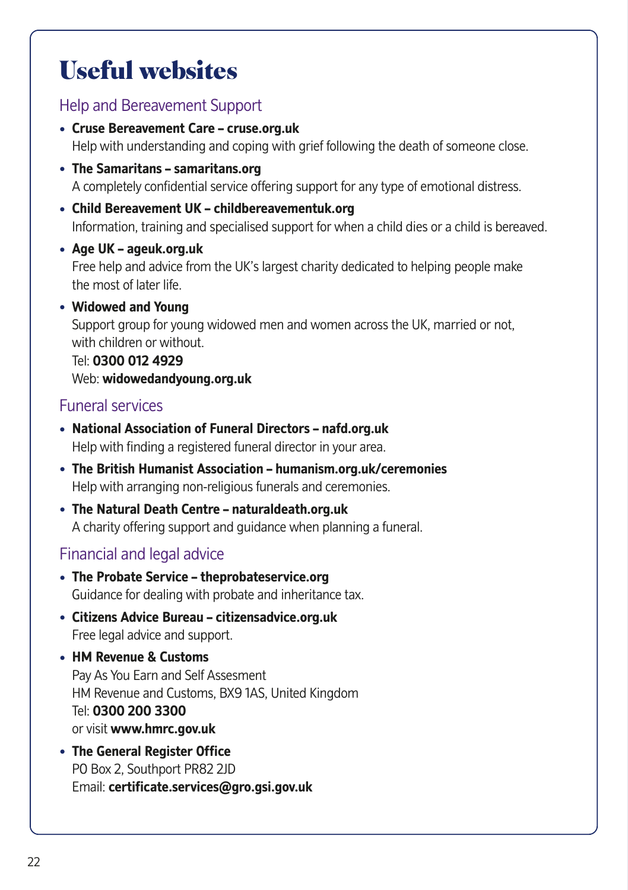# Useful websites

## Help and Bereavement Support

- **Cruse Bereavement Care – cruse.org.uk**
  Help with understanding and coping with grief following the death of someone close.
- **The Samaritans – samaritans.org**
  A completely confidential service offering support for any type of emotional distress.
- **Child Bereavement UK – childbereavementuk.org**
  Information, training and specialised support for when a child dies or a child is bereaved.
- **Age UK – ageuk.org.uk**
  Free help and advice from the UK's largest charity dedicated to helping people make the most of later life.
- **Widowed and Young**
  Support group for young widowed men and women across the UK, married or not, with children or without.
  Tel: **0300 012 4929**
  Web: **widowedandyoung.org.uk**

## Funeral services

- **National Association of Funeral Directors – nafd.org.uk**
  Help with finding a registered funeral director in your area.
- **The British Humanist Association – humanism.org.uk/ceremonies**
  Help with arranging non-religious funerals and ceremonies.
- **The Natural Death Centre – naturaldeath.org.uk**
  A charity offering support and guidance when planning a funeral.

## Financial and legal advice

- **The Probate Service – theprobateservice.org**
  Guidance for dealing with probate and inheritance tax.
- **Citizens Advice Bureau – citizensadvice.org.uk**
  Free legal advice and support.
- **HM Revenue & Customs**
  Pay As You Earn and Self Assesment
  HM Revenue and Customs, BX9 1AS, United Kingdom
  Tel: **0300 200 3300**
  or visit **www.hmrc.gov.uk**
- **The General Register Office**
  PO Box 2, Southport PR82 2JD
  Email: **certificate.services@gro.gsi.gov.uk**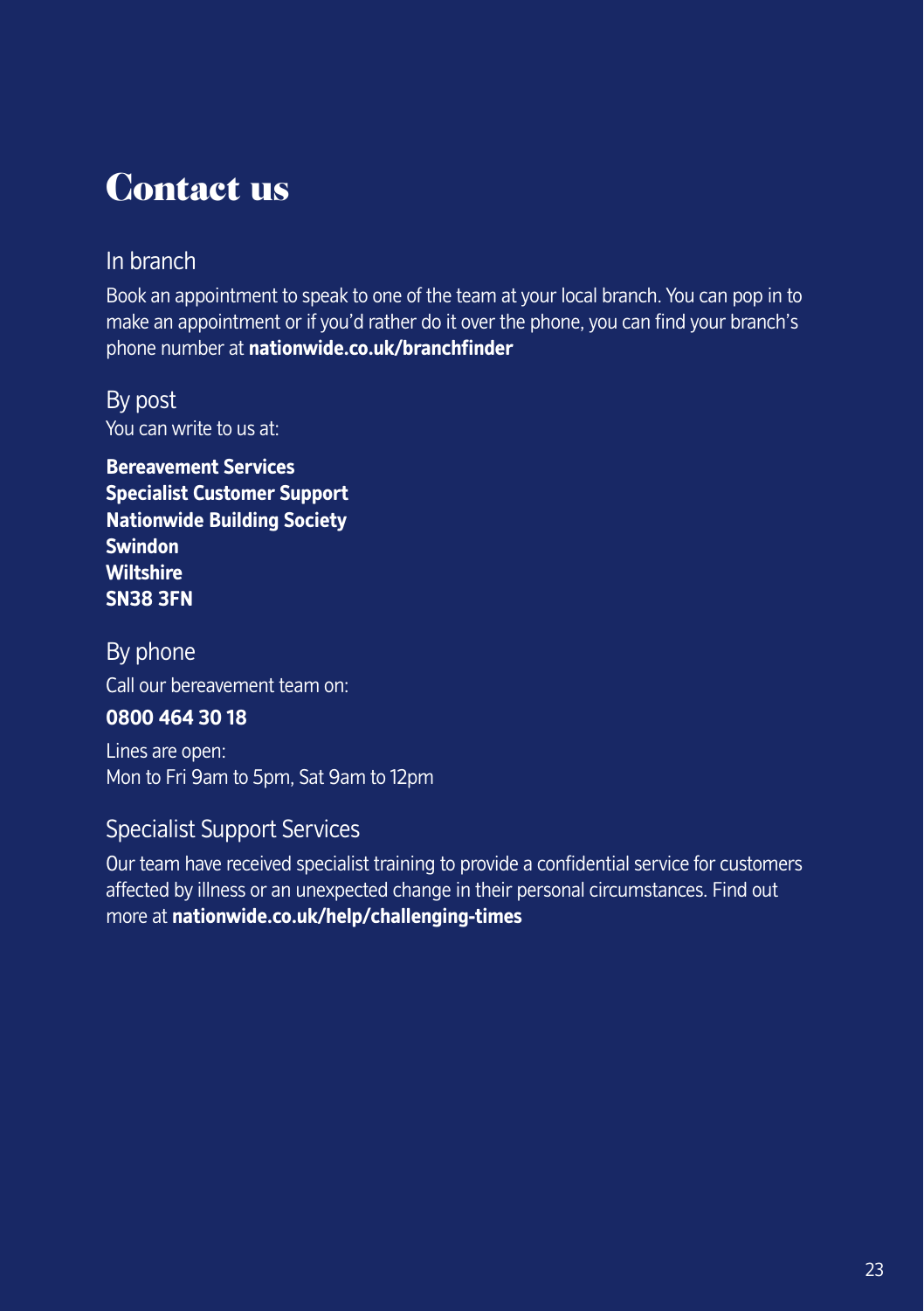# Contact us

## In branch

Book an appointment to speak to one of the team at your local branch. You can pop in to make an appointment or if you'd rather do it over the phone, you can find your branch's phone number at **nationwide.co.uk/branchfinder**

## By post

You can write to us at:

**Bereavement Services**
**Specialist Customer Support**
**Nationwide Building Society**
**Swindon**
**Wiltshire**
**SN38 3FN**

## By phone

Call our bereavement team on:

**0800 464 30 18**

Lines are open:
Mon to Fri 9am to 5pm, Sat 9am to 12pm

## Specialist Support Services

Our team have received specialist training to provide a confidential service for customers affected by illness or an unexpected change in their personal circumstances. Find out more at **nationwide.co.uk/help/challenging-times**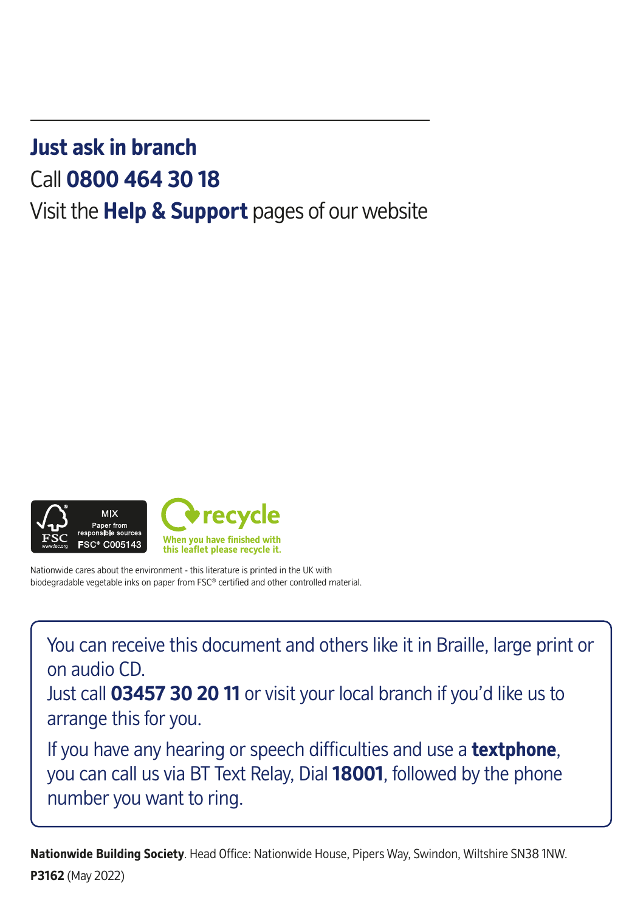**Just ask in branch**

Call **0800 464 30 18**

Visit the **Help & Support** pages of our website

MIX
Paper from responsible sources
FSC® C005143

recycle
When you have finished with this leaflet please recycle it.

Nationwide cares about the environment - this literature is printed in the UK with biodegradable vegetable inks on paper from FSC® certified and other controlled material.

You can receive this document and others like it in Braille, large print or on audio CD.
Just call **03457 30 20 11** or visit your local branch if you'd like us to arrange this for you.

If you have any hearing or speech difficulties and use a **textphone**, you can call us via BT Text Relay, Dial **18001**, followed by the phone number you want to ring.

**Nationwide Building Society**. Head Office: Nationwide House, Pipers Way, Swindon, Wiltshire SN38 1NW.
**P3162** (May 2022)